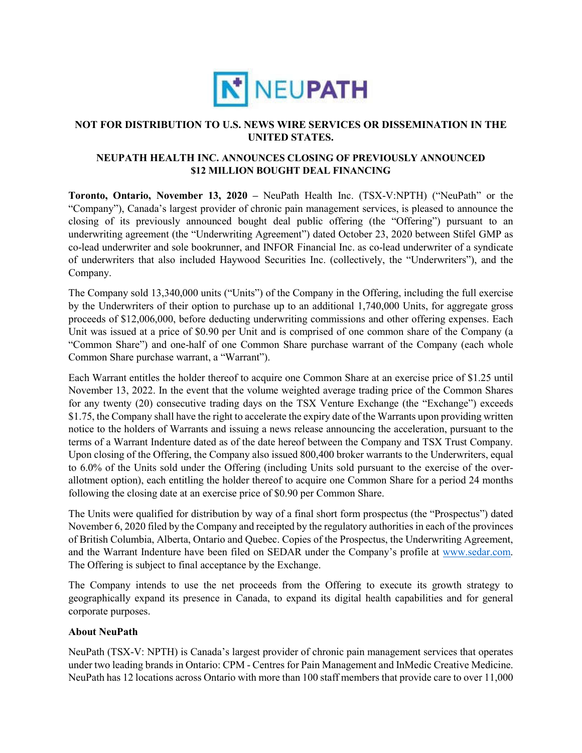NOT FOR DISTRIBUTION TO U.S. NEWS WIRE SERVICES OR DISSEMINATION IN THE UNITED STATES.

# NEUPATH HEALTH INC. ANNOUNCES CLOSING OF PREVIOUSLY ANNOUNCED $12 MILLION BOUGHT DEAL FINANCING

**Toronto, Ontario, November 13, 2020 –** NeuPath Health Inc. (TSX-V:NPTH) ("NeuPath" or the "Company"), Canada's largest provider of chronic pain management services, is pleased to announce the closing of its previously announced bought deal public offering (the "Offering") pursuant to an underwriting agreement (the "Underwriting Agreement") dated October 23, 2020 between Stifel GMP as co-lead underwriter and sole bookrunner, and INFOR Financial Inc. as co-lead underwriter of a syndicate of underwriters that also included Haywood Securities Inc. (collectively, the "Underwriters"), and the Company.

The Company sold 13,340,000 units ("Units") of the Company in the Offering, including the full exercise by the Underwriters of their option to purchase up to an additional 1,740,000 Units, for aggregate gross proceeds of $12,006,000, before deducting underwriting commissions and other offering expenses. Each Unit was issued at a price of $0.90 per Unit and is comprised of one common share of the Company (a "Common Share") and one-half of one Common Share purchase warrant of the Company (each whole Common Share purchase warrant, a "Warrant").

Each Warrant entitles the holder thereof to acquire one Common Share at an exercise price of $1.25 until November 13, 2022. In the event that the volume weighted average trading price of the Common Shares for any twenty (20) consecutive trading days on the TSX Venture Exchange (the "Exchange") exceeds $1.75, the Company shall have the right to accelerate the expiry date of the Warrants upon providing written notice to the holders of Warrants and issuing a news release announcing the acceleration, pursuant to the terms of a Warrant Indenture dated as of the date hereof between the Company and TSX Trust Company. Upon closing of the Offering, the Company also issued 800,400 broker warrants to the Underwriters, equal to 6.0% of the Units sold under the Offering (including Units sold pursuant to the exercise of the over-allotment option), each entitling the holder thereof to acquire one Common Share for a period 24 months following the closing date at an exercise price of $0.90 per Common Share.

The Units were qualified for distribution by way of a final short form prospectus (the "Prospectus") dated November 6, 2020 filed by the Company and receipted by the regulatory authorities in each of the provinces of British Columbia, Alberta, Ontario and Quebec. Copies of the Prospectus, the Underwriting Agreement, and the Warrant Indenture have been filed on SEDAR under the Company's profile at www.sedar.com. The Offering is subject to final acceptance by the Exchange.

The Company intends to use the net proceeds from the Offering to execute its growth strategy to geographically expand its presence in Canada, to expand its digital health capabilities and for general corporate purposes.

**About NeuPath**

NeuPath (TSX-V: NPTH) is Canada's largest provider of chronic pain management services that operates under two leading brands in Ontario: CPM - Centres for Pain Management and InMedic Creative Medicine. NeuPath has 12 locations across Ontario with more than 100 staff members that provide care to over 11,000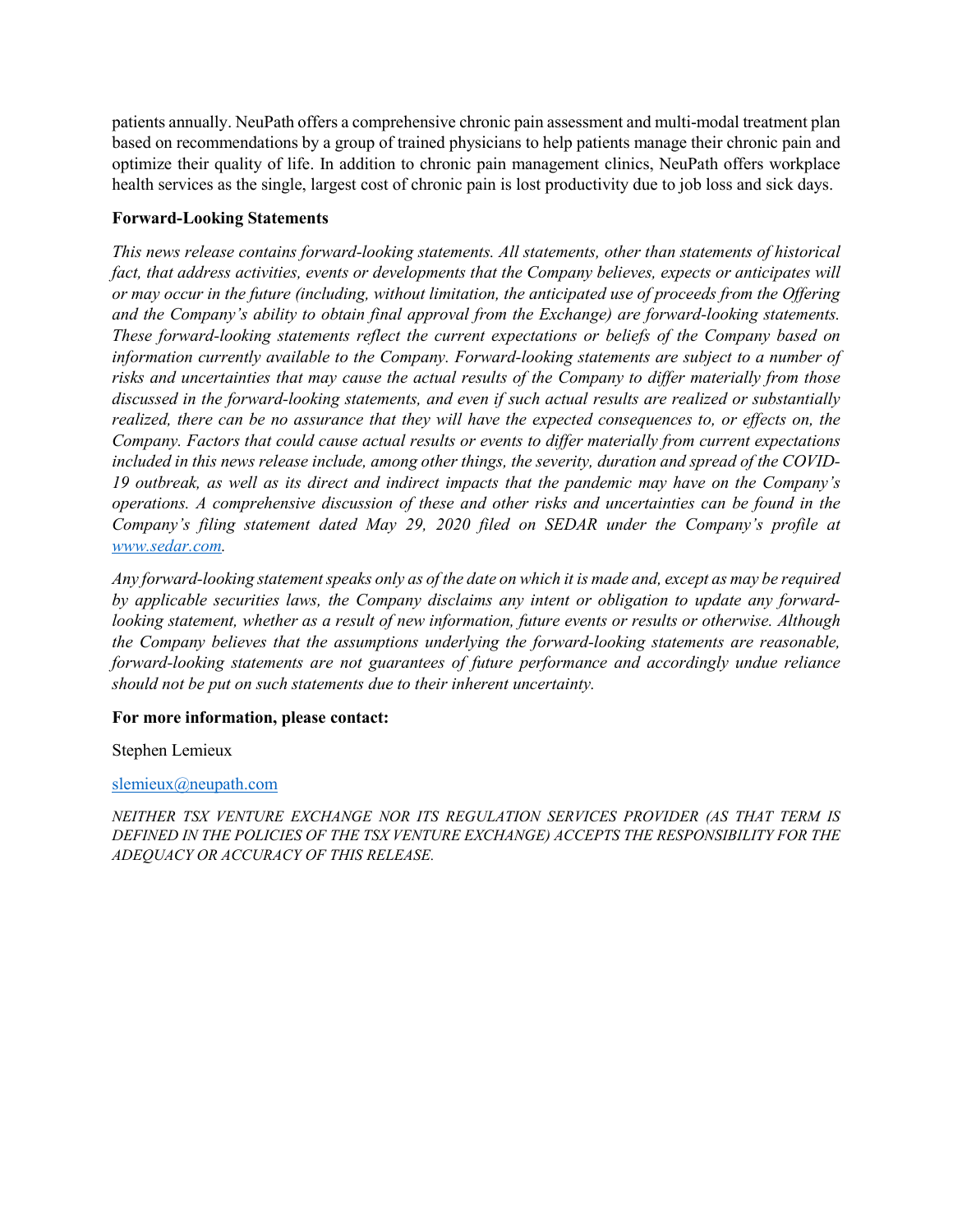patients annually. NeuPath offers a comprehensive chronic pain assessment and multi-modal treatment plan based on recommendations by a group of trained physicians to help patients manage their chronic pain and optimize their quality of life. In addition to chronic pain management clinics, NeuPath offers workplace health services as the single, largest cost of chronic pain is lost productivity due to job loss and sick days.

**Forward-Looking Statements**

*This news release contains forward-looking statements. All statements, other than statements of historical fact, that address activities, events or developments that the Company believes, expects or anticipates will or may occur in the future (including, without limitation, the anticipated use of proceeds from the Offering and the Company's ability to obtain final approval from the Exchange) are forward-looking statements. These forward-looking statements reflect the current expectations or beliefs of the Company based on information currently available to the Company. Forward-looking statements are subject to a number of risks and uncertainties that may cause the actual results of the Company to differ materially from those discussed in the forward-looking statements, and even if such actual results are realized or substantially realized, there can be no assurance that they will have the expected consequences to, or effects on, the Company. Factors that could cause actual results or events to differ materially from current expectations included in this news release include, among other things, the severity, duration and spread of the COVID-19 outbreak, as well as its direct and indirect impacts that the pandemic may have on the Company's operations. A comprehensive discussion of these and other risks and uncertainties can be found in the Company's filing statement dated May 29, 2020 filed on SEDAR under the Company's profile at [www.sedar.com](http://www.sedar.com).*

*Any forward-looking statement speaks only as of the date on which it is made and, except as may be required by applicable securities laws, the Company disclaims any intent or obligation to update any forward-looking statement, whether as a result of new information, future events or results or otherwise. Although the Company believes that the assumptions underlying the forward-looking statements are reasonable, forward-looking statements are not guarantees of future performance and accordingly undue reliance should not be put on such statements due to their inherent uncertainty.*

**For more information, please contact:**

Stephen Lemieux

[slemieux@neupath.com](mailto:slemieux@neupath.com)

*NEITHER TSX VENTURE EXCHANGE NOR ITS REGULATION SERVICES PROVIDER (AS THAT TERM IS DEFINED IN THE POLICIES OF THE TSX VENTURE EXCHANGE) ACCEPTS THE RESPONSIBILITY FOR THE ADEQUACY OR ACCURACY OF THIS RELEASE.*